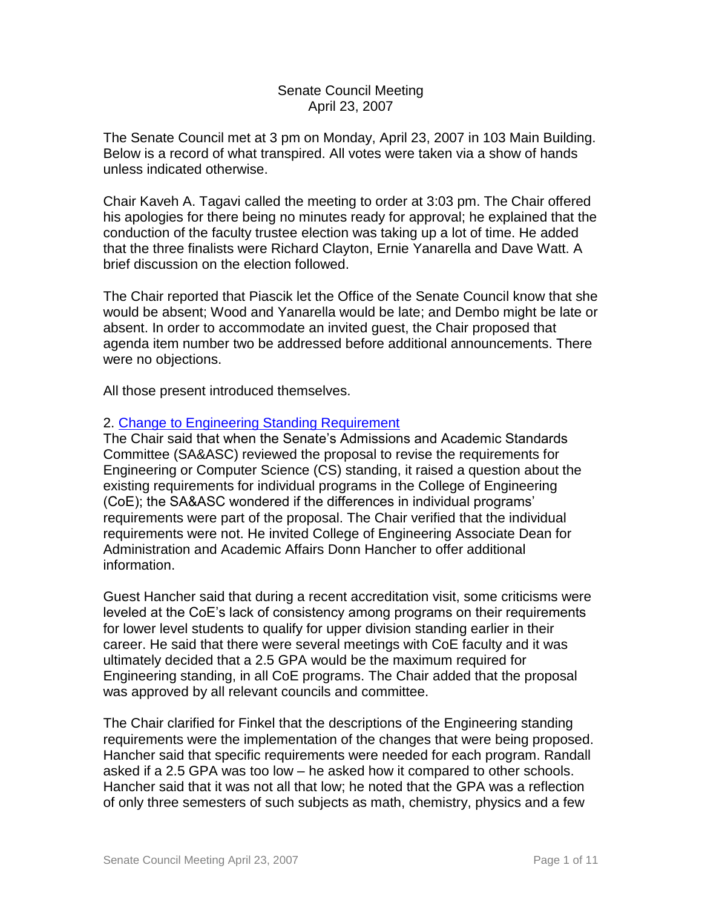# Senate Council Meeting
## April 23, 2007

The Senate Council met at 3 pm on Monday, April 23, 2007 in 103 Main Building. Below is a record of what transpired. All votes were taken via a show of hands unless indicated otherwise.

Chair Kaveh A. Tagavi called the meeting to order at 3:03 pm. The Chair offered his apologies for there being no minutes ready for approval; he explained that the conduction of the faculty trustee election was taking up a lot of time. He added that the three finalists were Richard Clayton, Ernie Yanarella and Dave Watt. A brief discussion on the election followed.

The Chair reported that Piascik let the Office of the Senate Council know that she would be absent; Wood and Yanarella would be late; and Dembo might be late or absent. In order to accommodate an invited guest, the Chair proposed that agenda item number two be addressed before additional announcements. There were no objections.

All those present introduced themselves.

2. Change to Engineering Standing Requirement

The Chair said that when the Senate's Admissions and Academic Standards Committee (SA&ASC) reviewed the proposal to revise the requirements for Engineering or Computer Science (CS) standing, it raised a question about the existing requirements for individual programs in the College of Engineering (CoE); the SA&ASC wondered if the differences in individual programs' requirements were part of the proposal. The Chair verified that the individual requirements were not. He invited College of Engineering Associate Dean for Administration and Academic Affairs Donn Hancher to offer additional information.

Guest Hancher said that during a recent accreditation visit, some criticisms were leveled at the CoE's lack of consistency among programs on their requirements for lower level students to qualify for upper division standing earlier in their career. He said that there were several meetings with CoE faculty and it was ultimately decided that a 2.5 GPA would be the maximum required for Engineering standing, in all CoE programs. The Chair added that the proposal was approved by all relevant councils and committee.

The Chair clarified for Finkel that the descriptions of the Engineering standing requirements were the implementation of the changes that were being proposed. Hancher said that specific requirements were needed for each program. Randall asked if a 2.5 GPA was too low – he asked how it compared to other schools. Hancher said that it was not all that low; he noted that the GPA was a reflection of only three semesters of such subjects as math, chemistry, physics and a few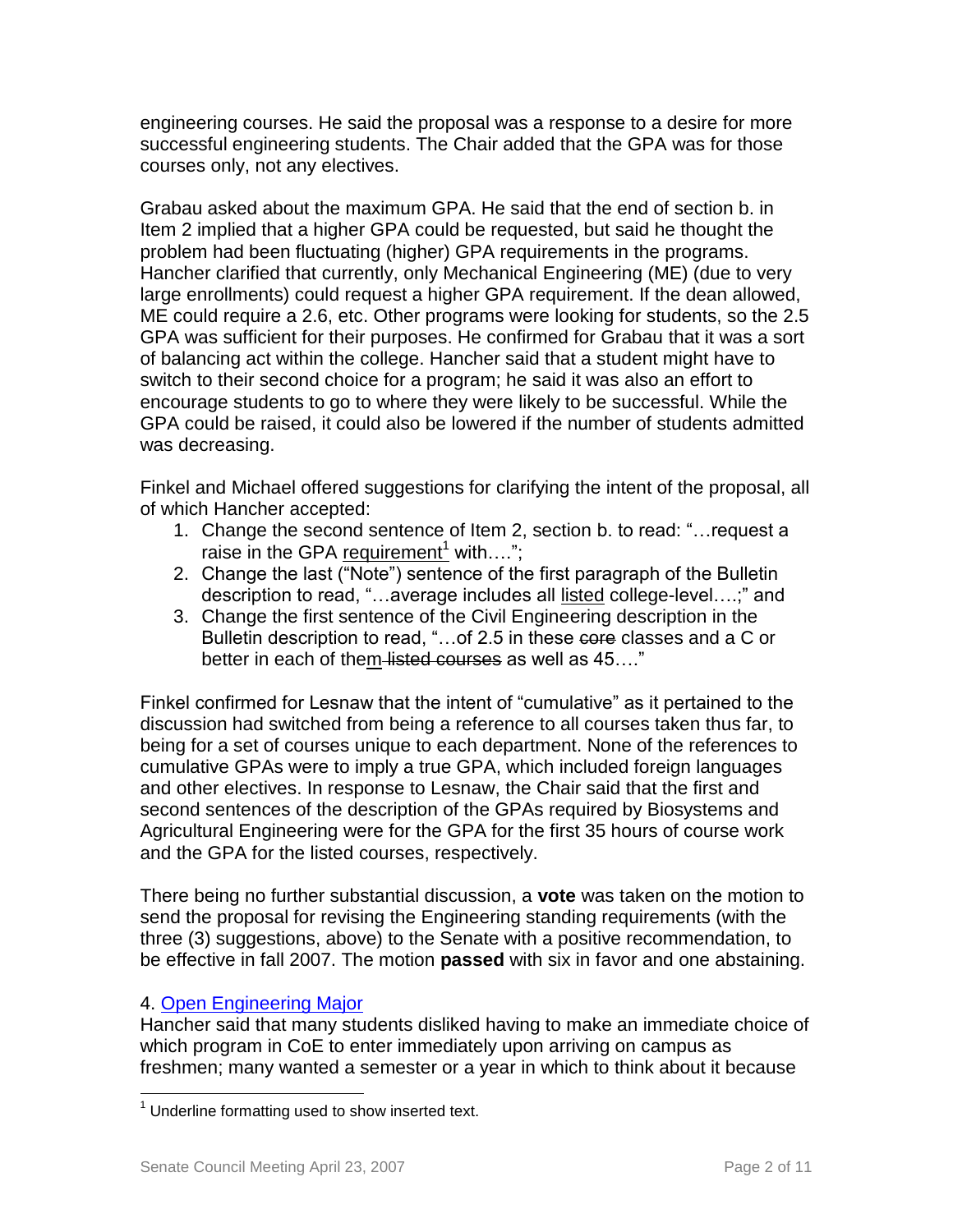engineering courses. He said the proposal was a response to a desire for more successful engineering students. The Chair added that the GPA was for those courses only, not any electives.

Grabau asked about the maximum GPA. He said that the end of section b. in Item 2 implied that a higher GPA could be requested, but said he thought the problem had been fluctuating (higher) GPA requirements in the programs. Hancher clarified that currently, only Mechanical Engineering (ME) (due to very large enrollments) could request a higher GPA requirement. If the dean allowed, ME could require a 2.6, etc. Other programs were looking for students, so the 2.5 GPA was sufficient for their purposes. He confirmed for Grabau that it was a sort of balancing act within the college. Hancher said that a student might have to switch to their second choice for a program; he said it was also an effort to encourage students to go to where they were likely to be successful. While the GPA could be raised, it could also be lowered if the number of students admitted was decreasing.

Finkel and Michael offered suggestions for clarifying the intent of the proposal, all of which Hancher accepted:

1. Change the second sentence of Item 2, section b. to read: "…request a raise in the GPA <u>requirement</u>[1] with….";
2. Change the last ("Note") sentence of the first paragraph of the Bulletin description to read, "…average includes all <u>listed</u> college-level….;" and
3. Change the first sentence of the Civil Engineering description in the Bulletin description to read, "…of 2.5 in these ~~core~~ classes and a C or better in each of the<u>m</u> ~~listed courses~~ as well as 45…."

Finkel confirmed for Lesnaw that the intent of "cumulative" as it pertained to the discussion had switched from being a reference to all courses taken thus far, to being for a set of courses unique to each department. None of the references to cumulative GPAs were to imply a true GPA, which included foreign languages and other electives. In response to Lesnaw, the Chair said that the first and second sentences of the description of the GPAs required by Biosystems and Agricultural Engineering were for the GPA for the first 35 hours of course work and the GPA for the listed courses, respectively.

There being no further substantial discussion, a **vote** was taken on the motion to send the proposal for revising the Engineering standing requirements (with the three (3) suggestions, above) to the Senate with a positive recommendation, to be effective in fall 2007. The motion **passed** with six in favor and one abstaining.

4. Open Engineering Major

Hancher said that many students disliked having to make an immediate choice of which program in CoE to enter immediately upon arriving on campus as freshmen; many wanted a semester or a year in which to think about it because

[1] Underline formatting used to show inserted text.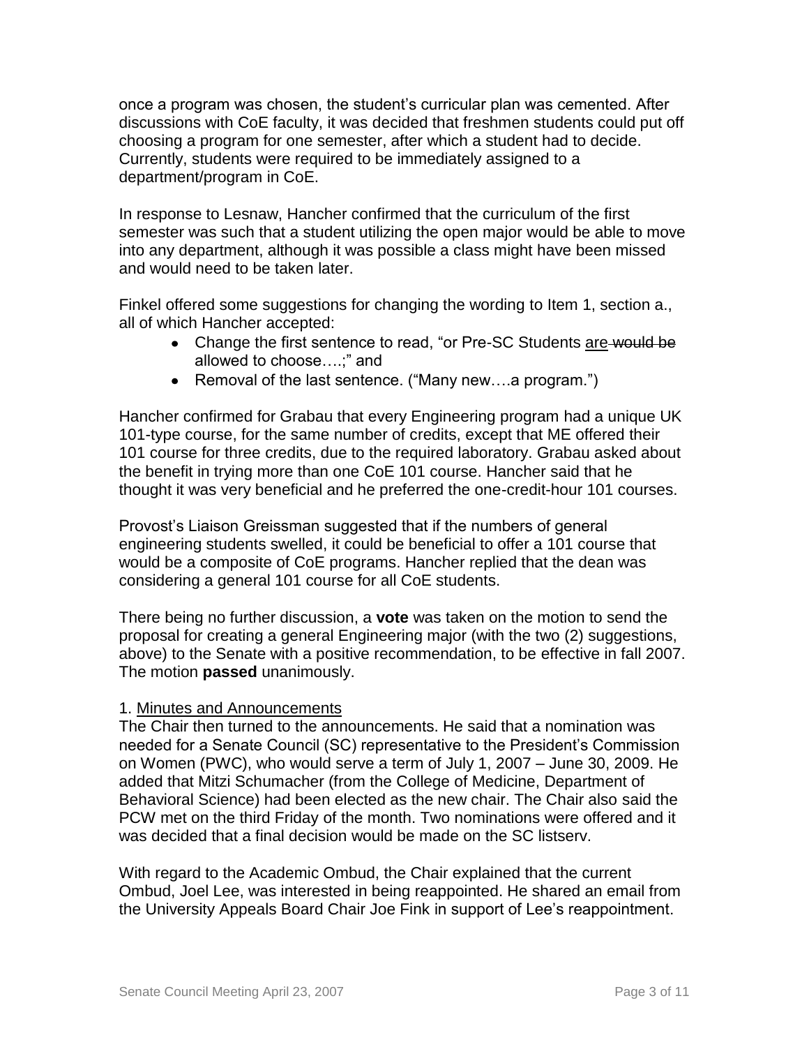once a program was chosen, the student's curricular plan was cemented. After discussions with CoE faculty, it was decided that freshmen students could put off choosing a program for one semester, after which a student had to decide. Currently, students were required to be immediately assigned to a department/program in CoE.

In response to Lesnaw, Hancher confirmed that the curriculum of the first semester was such that a student utilizing the open major would be able to move into any department, although it was possible a class might have been missed and would need to be taken later.

Finkel offered some suggestions for changing the wording to Item 1, section a., all of which Hancher accepted:

- Change the first sentence to read, "or Pre-SC Students <u>are</u> ~~would be~~ allowed to choose….;" and
- Removal of the last sentence. ("Many new….a program.")

Hancher confirmed for Grabau that every Engineering program had a unique UK 101-type course, for the same number of credits, except that ME offered their 101 course for three credits, due to the required laboratory. Grabau asked about the benefit in trying more than one CoE 101 course. Hancher said that he thought it was very beneficial and he preferred the one-credit-hour 101 courses.

Provost's Liaison Greissman suggested that if the numbers of general engineering students swelled, it could be beneficial to offer a 101 course that would be a composite of CoE programs. Hancher replied that the dean was considering a general 101 course for all CoE students.

There being no further discussion, a **vote** was taken on the motion to send the proposal for creating a general Engineering major (with the two (2) suggestions, above) to the Senate with a positive recommendation, to be effective in fall 2007. The motion **passed** unanimously.

1. <u>Minutes and Announcements</u>

The Chair then turned to the announcements. He said that a nomination was needed for a Senate Council (SC) representative to the President's Commission on Women (PWC), who would serve a term of July 1, 2007 – June 30, 2009. He added that Mitzi Schumacher (from the College of Medicine, Department of Behavioral Science) had been elected as the new chair. The Chair also said the PCW met on the third Friday of the month. Two nominations were offered and it was decided that a final decision would be made on the SC listserv.

With regard to the Academic Ombud, the Chair explained that the current Ombud, Joel Lee, was interested in being reappointed. He shared an email from the University Appeals Board Chair Joe Fink in support of Lee's reappointment.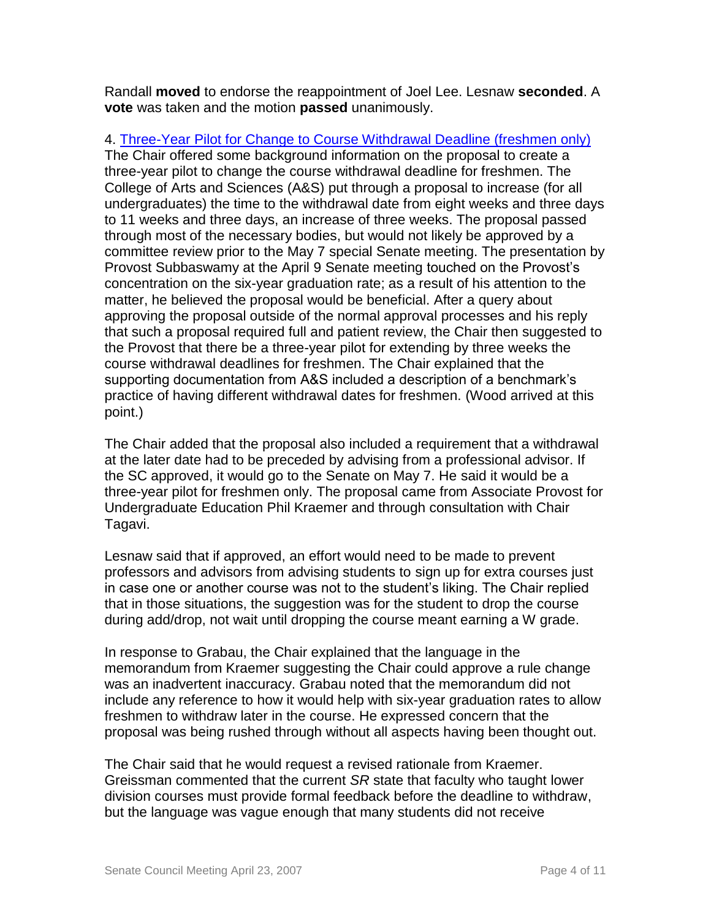Randall **moved** to endorse the reappointment of Joel Lee. Lesnaw **seconded**. A **vote** was taken and the motion **passed** unanimously.

4. [Three-Year Pilot for Change to Course Withdrawal Deadline (freshmen only)]
The Chair offered some background information on the proposal to create a three-year pilot to change the course withdrawal deadline for freshmen. The College of Arts and Sciences (A&S) put through a proposal to increase (for all undergraduates) the time to the withdrawal date from eight weeks and three days to 11 weeks and three days, an increase of three weeks. The proposal passed through most of the necessary bodies, but would not likely be approved by a committee review prior to the May 7 special Senate meeting. The presentation by Provost Subbaswamy at the April 9 Senate meeting touched on the Provost's concentration on the six-year graduation rate; as a result of his attention to the matter, he believed the proposal would be beneficial. After a query about approving the proposal outside of the normal approval processes and his reply that such a proposal required full and patient review, the Chair then suggested to the Provost that there be a three-year pilot for extending by three weeks the course withdrawal deadlines for freshmen. The Chair explained that the supporting documentation from A&S included a description of a benchmark's practice of having different withdrawal dates for freshmen. (Wood arrived at this point.)

The Chair added that the proposal also included a requirement that a withdrawal at the later date had to be preceded by advising from a professional advisor. If the SC approved, it would go to the Senate on May 7. He said it would be a three-year pilot for freshmen only. The proposal came from Associate Provost for Undergraduate Education Phil Kraemer and through consultation with Chair Tagavi.

Lesnaw said that if approved, an effort would need to be made to prevent professors and advisors from advising students to sign up for extra courses just in case one or another course was not to the student's liking. The Chair replied that in those situations, the suggestion was for the student to drop the course during add/drop, not wait until dropping the course meant earning a W grade.

In response to Grabau, the Chair explained that the language in the memorandum from Kraemer suggesting the Chair could approve a rule change was an inadvertent inaccuracy. Grabau noted that the memorandum did not include any reference to how it would help with six-year graduation rates to allow freshmen to withdraw later in the course. He expressed concern that the proposal was being rushed through without all aspects having been thought out.

The Chair said that he would request a revised rationale from Kraemer. Greissman commented that the current *SR* state that faculty who taught lower division courses must provide formal feedback before the deadline to withdraw, but the language was vague enough that many students did not receive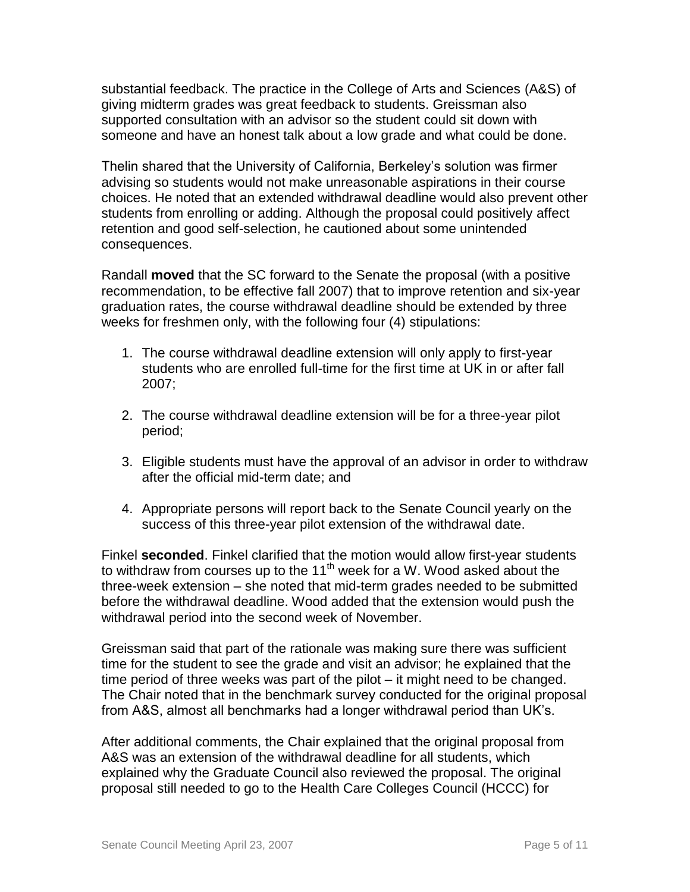substantial feedback. The practice in the College of Arts and Sciences (A&S) of giving midterm grades was great feedback to students. Greissman also supported consultation with an advisor so the student could sit down with someone and have an honest talk about a low grade and what could be done.

Thelin shared that the University of California, Berkeley's solution was firmer advising so students would not make unreasonable aspirations in their course choices. He noted that an extended withdrawal deadline would also prevent other students from enrolling or adding. Although the proposal could positively affect retention and good self-selection, he cautioned about some unintended consequences.

Randall **moved** that the SC forward to the Senate the proposal (with a positive recommendation, to be effective fall 2007) that to improve retention and six-year graduation rates, the course withdrawal deadline should be extended by three weeks for freshmen only, with the following four (4) stipulations:

1. The course withdrawal deadline extension will only apply to first-year students who are enrolled full-time for the first time at UK in or after fall 2007;

2. The course withdrawal deadline extension will be for a three-year pilot period;

3. Eligible students must have the approval of an advisor in order to withdraw after the official mid-term date; and

4. Appropriate persons will report back to the Senate Council yearly on the success of this three-year pilot extension of the withdrawal date.

Finkel **seconded**. Finkel clarified that the motion would allow first-year students to withdraw from courses up to the 11th week for a W. Wood asked about the three-week extension – she noted that mid-term grades needed to be submitted before the withdrawal deadline. Wood added that the extension would push the withdrawal period into the second week of November.

Greissman said that part of the rationale was making sure there was sufficient time for the student to see the grade and visit an advisor; he explained that the time period of three weeks was part of the pilot – it might need to be changed. The Chair noted that in the benchmark survey conducted for the original proposal from A&S, almost all benchmarks had a longer withdrawal period than UK's.

After additional comments, the Chair explained that the original proposal from A&S was an extension of the withdrawal deadline for all students, which explained why the Graduate Council also reviewed the proposal. The original proposal still needed to go to the Health Care Colleges Council (HCCC) for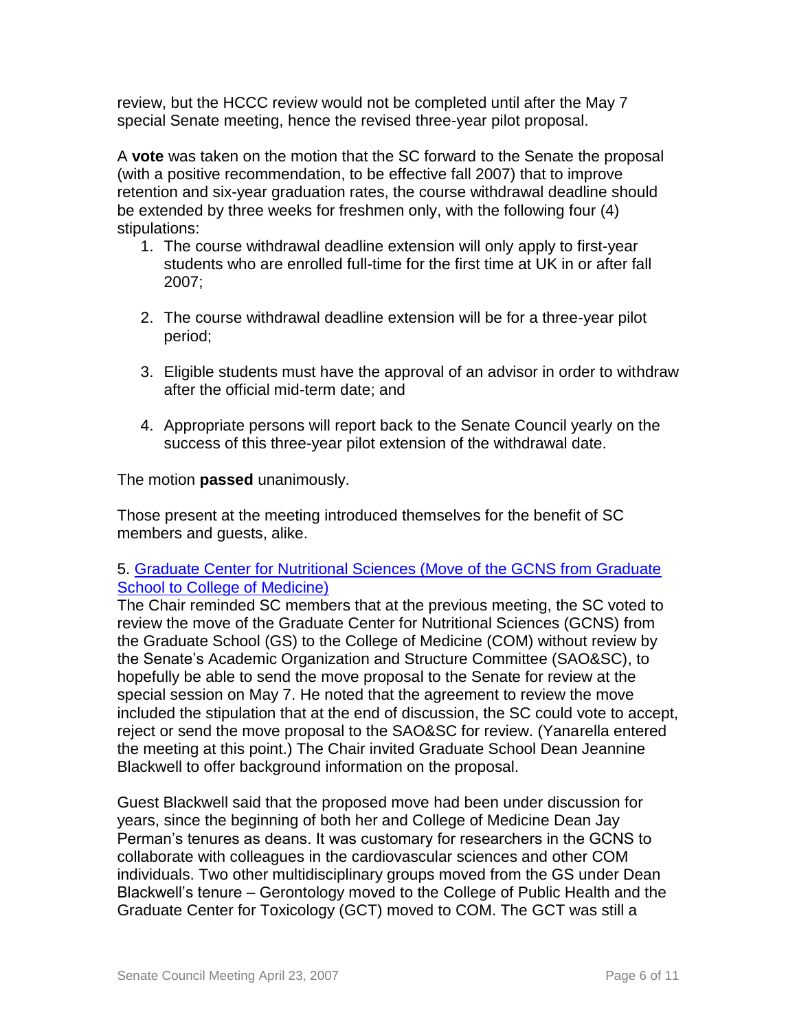review, but the HCCC review would not be completed until after the May 7 special Senate meeting, hence the revised three-year pilot proposal.

A **vote** was taken on the motion that the SC forward to the Senate the proposal (with a positive recommendation, to be effective fall 2007) that to improve retention and six-year graduation rates, the course withdrawal deadline should be extended by three weeks for freshmen only, with the following four (4) stipulations:

1. The course withdrawal deadline extension will only apply to first-year students who are enrolled full-time for the first time at UK in or after fall 2007;

2. The course withdrawal deadline extension will be for a three-year pilot period;

3. Eligible students must have the approval of an advisor in order to withdraw after the official mid-term date; and

4. Appropriate persons will report back to the Senate Council yearly on the success of this three-year pilot extension of the withdrawal date.

The motion **passed** unanimously.

Those present at the meeting introduced themselves for the benefit of SC members and guests, alike.

5. Graduate Center for Nutritional Sciences (Move of the GCNS from Graduate School to College of Medicine)

The Chair reminded SC members that at the previous meeting, the SC voted to review the move of the Graduate Center for Nutritional Sciences (GCNS) from the Graduate School (GS) to the College of Medicine (COM) without review by the Senate's Academic Organization and Structure Committee (SAO&SC), to hopefully be able to send the move proposal to the Senate for review at the special session on May 7. He noted that the agreement to review the move included the stipulation that at the end of discussion, the SC could vote to accept, reject or send the move proposal to the SAO&SC for review. (Yanarella entered the meeting at this point.) The Chair invited Graduate School Dean Jeannine Blackwell to offer background information on the proposal.

Guest Blackwell said that the proposed move had been under discussion for years, since the beginning of both her and College of Medicine Dean Jay Perman's tenures as deans. It was customary for researchers in the GCNS to collaborate with colleagues in the cardiovascular sciences and other COM individuals. Two other multidisciplinary groups moved from the GS under Dean Blackwell's tenure – Gerontology moved to the College of Public Health and the Graduate Center for Toxicology (GCT) moved to COM. The GCT was still a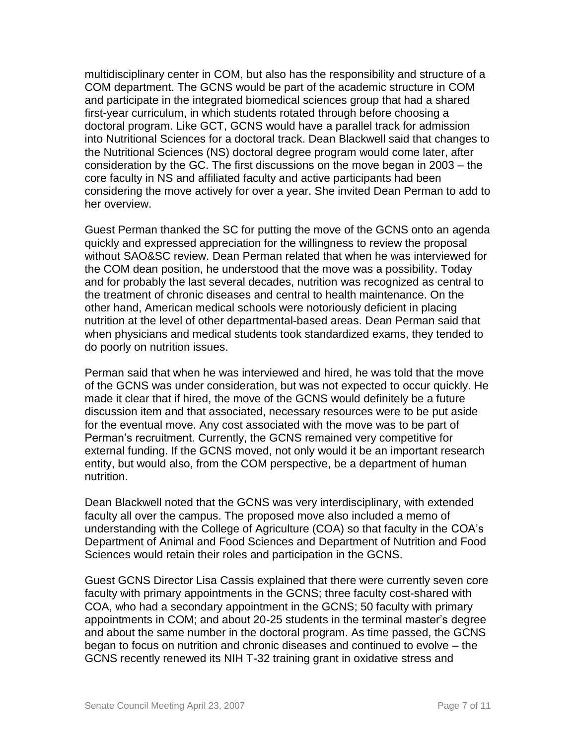multidisciplinary center in COM, but also has the responsibility and structure of a COM department. The GCNS would be part of the academic structure in COM and participate in the integrated biomedical sciences group that had a shared first-year curriculum, in which students rotated through before choosing a doctoral program. Like GCT, GCNS would have a parallel track for admission into Nutritional Sciences for a doctoral track. Dean Blackwell said that changes to the Nutritional Sciences (NS) doctoral degree program would come later, after consideration by the GC. The first discussions on the move began in 2003 – the core faculty in NS and affiliated faculty and active participants had been considering the move actively for over a year. She invited Dean Perman to add to her overview.

Guest Perman thanked the SC for putting the move of the GCNS onto an agenda quickly and expressed appreciation for the willingness to review the proposal without SAO&SC review. Dean Perman related that when he was interviewed for the COM dean position, he understood that the move was a possibility. Today and for probably the last several decades, nutrition was recognized as central to the treatment of chronic diseases and central to health maintenance. On the other hand, American medical schools were notoriously deficient in placing nutrition at the level of other departmental-based areas. Dean Perman said that when physicians and medical students took standardized exams, they tended to do poorly on nutrition issues.

Perman said that when he was interviewed and hired, he was told that the move of the GCNS was under consideration, but was not expected to occur quickly. He made it clear that if hired, the move of the GCNS would definitely be a future discussion item and that associated, necessary resources were to be put aside for the eventual move. Any cost associated with the move was to be part of Perman's recruitment. Currently, the GCNS remained very competitive for external funding. If the GCNS moved, not only would it be an important research entity, but would also, from the COM perspective, be a department of human nutrition.

Dean Blackwell noted that the GCNS was very interdisciplinary, with extended faculty all over the campus. The proposed move also included a memo of understanding with the College of Agriculture (COA) so that faculty in the COA's Department of Animal and Food Sciences and Department of Nutrition and Food Sciences would retain their roles and participation in the GCNS.

Guest GCNS Director Lisa Cassis explained that there were currently seven core faculty with primary appointments in the GCNS; three faculty cost-shared with COA, who had a secondary appointment in the GCNS; 50 faculty with primary appointments in COM; and about 20-25 students in the terminal master's degree and about the same number in the doctoral program. As time passed, the GCNS began to focus on nutrition and chronic diseases and continued to evolve – the GCNS recently renewed its NIH T-32 training grant in oxidative stress and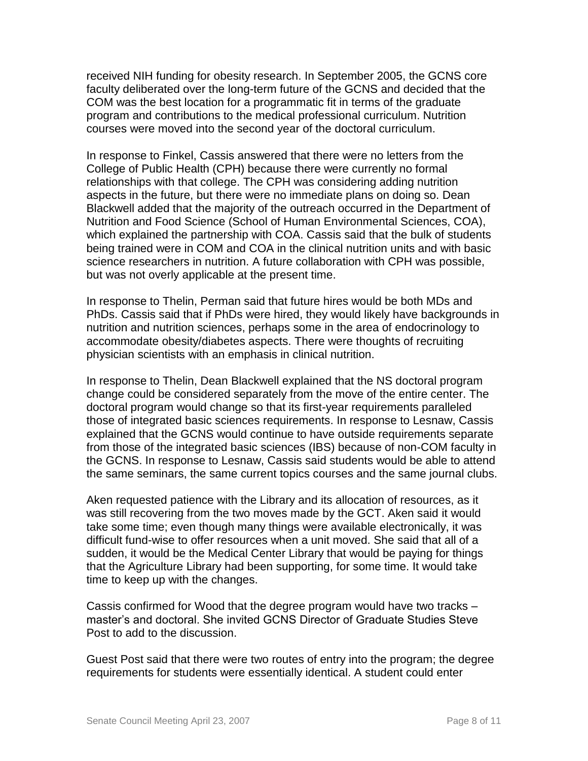received NIH funding for obesity research. In September 2005, the GCNS core faculty deliberated over the long-term future of the GCNS and decided that the COM was the best location for a programmatic fit in terms of the graduate program and contributions to the medical professional curriculum. Nutrition courses were moved into the second year of the doctoral curriculum.

In response to Finkel, Cassis answered that there were no letters from the College of Public Health (CPH) because there were currently no formal relationships with that college. The CPH was considering adding nutrition aspects in the future, but there were no immediate plans on doing so. Dean Blackwell added that the majority of the outreach occurred in the Department of Nutrition and Food Science (School of Human Environmental Sciences, COA), which explained the partnership with COA. Cassis said that the bulk of students being trained were in COM and COA in the clinical nutrition units and with basic science researchers in nutrition. A future collaboration with CPH was possible, but was not overly applicable at the present time.

In response to Thelin, Perman said that future hires would be both MDs and PhDs. Cassis said that if PhDs were hired, they would likely have backgrounds in nutrition and nutrition sciences, perhaps some in the area of endocrinology to accommodate obesity/diabetes aspects. There were thoughts of recruiting physician scientists with an emphasis in clinical nutrition.

In response to Thelin, Dean Blackwell explained that the NS doctoral program change could be considered separately from the move of the entire center. The doctoral program would change so that its first-year requirements paralleled those of integrated basic sciences requirements. In response to Lesnaw, Cassis explained that the GCNS would continue to have outside requirements separate from those of the integrated basic sciences (IBS) because of non-COM faculty in the GCNS. In response to Lesnaw, Cassis said students would be able to attend the same seminars, the same current topics courses and the same journal clubs.

Aken requested patience with the Library and its allocation of resources, as it was still recovering from the two moves made by the GCT. Aken said it would take some time; even though many things were available electronically, it was difficult fund-wise to offer resources when a unit moved. She said that all of a sudden, it would be the Medical Center Library that would be paying for things that the Agriculture Library had been supporting, for some time. It would take time to keep up with the changes.

Cassis confirmed for Wood that the degree program would have two tracks – master's and doctoral. She invited GCNS Director of Graduate Studies Steve Post to add to the discussion.

Guest Post said that there were two routes of entry into the program; the degree requirements for students were essentially identical. A student could enter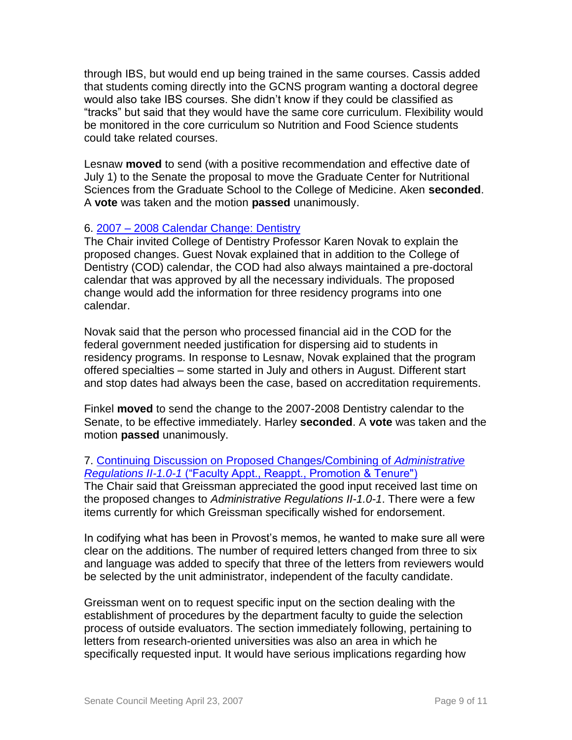through IBS, but would end up being trained in the same courses. Cassis added that students coming directly into the GCNS program wanting a doctoral degree would also take IBS courses. She didn't know if they could be classified as "tracks" but said that they would have the same core curriculum. Flexibility would be monitored in the core curriculum so Nutrition and Food Science students could take related courses.

Lesnaw **moved** to send (with a positive recommendation and effective date of July 1) to the Senate the proposal to move the Graduate Center for Nutritional Sciences from the Graduate School to the College of Medicine. Aken **seconded**. A **vote** was taken and the motion **passed** unanimously.

6. 2007 – 2008 Calendar Change: Dentistry

The Chair invited College of Dentistry Professor Karen Novak to explain the proposed changes. Guest Novak explained that in addition to the College of Dentistry (COD) calendar, the COD had also always maintained a pre-doctoral calendar that was approved by all the necessary individuals. The proposed change would add the information for three residency programs into one calendar.

Novak said that the person who processed financial aid in the COD for the federal government needed justification for dispersing aid to students in residency programs. In response to Lesnaw, Novak explained that the program offered specialties – some started in July and others in August. Different start and stop dates had always been the case, based on accreditation requirements.

Finkel **moved** to send the change to the 2007-2008 Dentistry calendar to the Senate, to be effective immediately. Harley **seconded**. A **vote** was taken and the motion **passed** unanimously.

7. Continuing Discussion on Proposed Changes/Combining of *Administrative Regulations II-1.0-1* ("Faculty Appt., Reappt., Promotion & Tenure")

The Chair said that Greissman appreciated the good input received last time on the proposed changes to *Administrative Regulations II-1.0-1*. There were a few items currently for which Greissman specifically wished for endorsement.

In codifying what has been in Provost's memos, he wanted to make sure all were clear on the additions. The number of required letters changed from three to six and language was added to specify that three of the letters from reviewers would be selected by the unit administrator, independent of the faculty candidate.

Greissman went on to request specific input on the section dealing with the establishment of procedures by the department faculty to guide the selection process of outside evaluators. The section immediately following, pertaining to letters from research-oriented universities was also an area in which he specifically requested input. It would have serious implications regarding how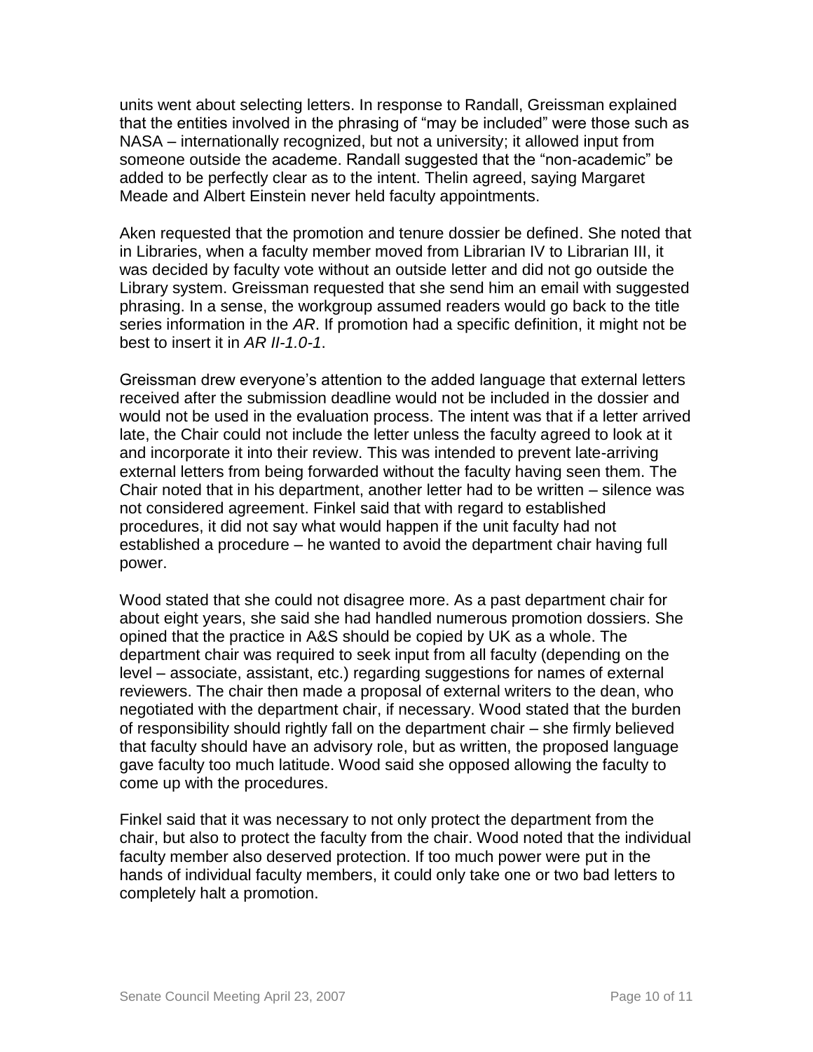units went about selecting letters. In response to Randall, Greissman explained that the entities involved in the phrasing of "may be included" were those such as NASA – internationally recognized, but not a university; it allowed input from someone outside the academe. Randall suggested that the "non-academic" be added to be perfectly clear as to the intent. Thelin agreed, saying Margaret Meade and Albert Einstein never held faculty appointments.

Aken requested that the promotion and tenure dossier be defined. She noted that in Libraries, when a faculty member moved from Librarian IV to Librarian III, it was decided by faculty vote without an outside letter and did not go outside the Library system. Greissman requested that she send him an email with suggested phrasing. In a sense, the workgroup assumed readers would go back to the title series information in the *AR*. If promotion had a specific definition, it might not be best to insert it in *AR II-1.0-1*.

Greissman drew everyone's attention to the added language that external letters received after the submission deadline would not be included in the dossier and would not be used in the evaluation process. The intent was that if a letter arrived late, the Chair could not include the letter unless the faculty agreed to look at it and incorporate it into their review. This was intended to prevent late-arriving external letters from being forwarded without the faculty having seen them. The Chair noted that in his department, another letter had to be written – silence was not considered agreement. Finkel said that with regard to established procedures, it did not say what would happen if the unit faculty had not established a procedure – he wanted to avoid the department chair having full power.

Wood stated that she could not disagree more. As a past department chair for about eight years, she said she had handled numerous promotion dossiers. She opined that the practice in A&S should be copied by UK as a whole. The department chair was required to seek input from all faculty (depending on the level – associate, assistant, etc.) regarding suggestions for names of external reviewers. The chair then made a proposal of external writers to the dean, who negotiated with the department chair, if necessary. Wood stated that the burden of responsibility should rightly fall on the department chair – she firmly believed that faculty should have an advisory role, but as written, the proposed language gave faculty too much latitude. Wood said she opposed allowing the faculty to come up with the procedures.

Finkel said that it was necessary to not only protect the department from the chair, but also to protect the faculty from the chair. Wood noted that the individual faculty member also deserved protection. If too much power were put in the hands of individual faculty members, it could only take one or two bad letters to completely halt a promotion.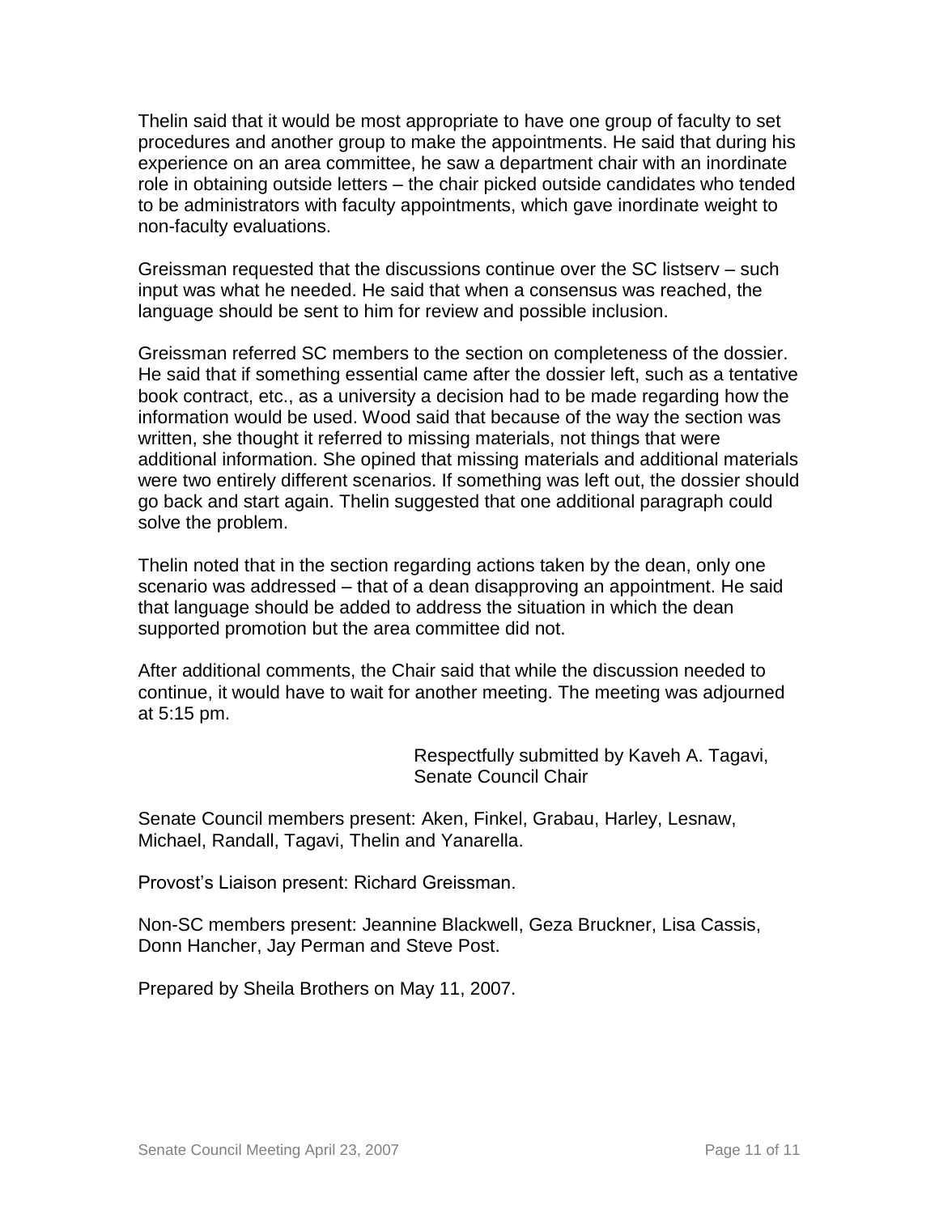Thelin said that it would be most appropriate to have one group of faculty to set procedures and another group to make the appointments. He said that during his experience on an area committee, he saw a department chair with an inordinate role in obtaining outside letters – the chair picked outside candidates who tended to be administrators with faculty appointments, which gave inordinate weight to non-faculty evaluations.

Greissman requested that the discussions continue over the SC listserv – such input was what he needed. He said that when a consensus was reached, the language should be sent to him for review and possible inclusion.

Greissman referred SC members to the section on completeness of the dossier. He said that if something essential came after the dossier left, such as a tentative book contract, etc., as a university a decision had to be made regarding how the information would be used. Wood said that because of the way the section was written, she thought it referred to missing materials, not things that were additional information. She opined that missing materials and additional materials were two entirely different scenarios. If something was left out, the dossier should go back and start again. Thelin suggested that one additional paragraph could solve the problem.

Thelin noted that in the section regarding actions taken by the dean, only one scenario was addressed – that of a dean disapproving an appointment. He said that language should be added to address the situation in which the dean supported promotion but the area committee did not.

After additional comments, the Chair said that while the discussion needed to continue, it would have to wait for another meeting. The meeting was adjourned at 5:15 pm.

Respectfully submitted by Kaveh A. Tagavi,
Senate Council Chair

Senate Council members present: Aken, Finkel, Grabau, Harley, Lesnaw, Michael, Randall, Tagavi, Thelin and Yanarella.

Provost's Liaison present: Richard Greissman.

Non-SC members present: Jeannine Blackwell, Geza Bruckner, Lisa Cassis, Donn Hancher, Jay Perman and Steve Post.

Prepared by Sheila Brothers on May 11, 2007.